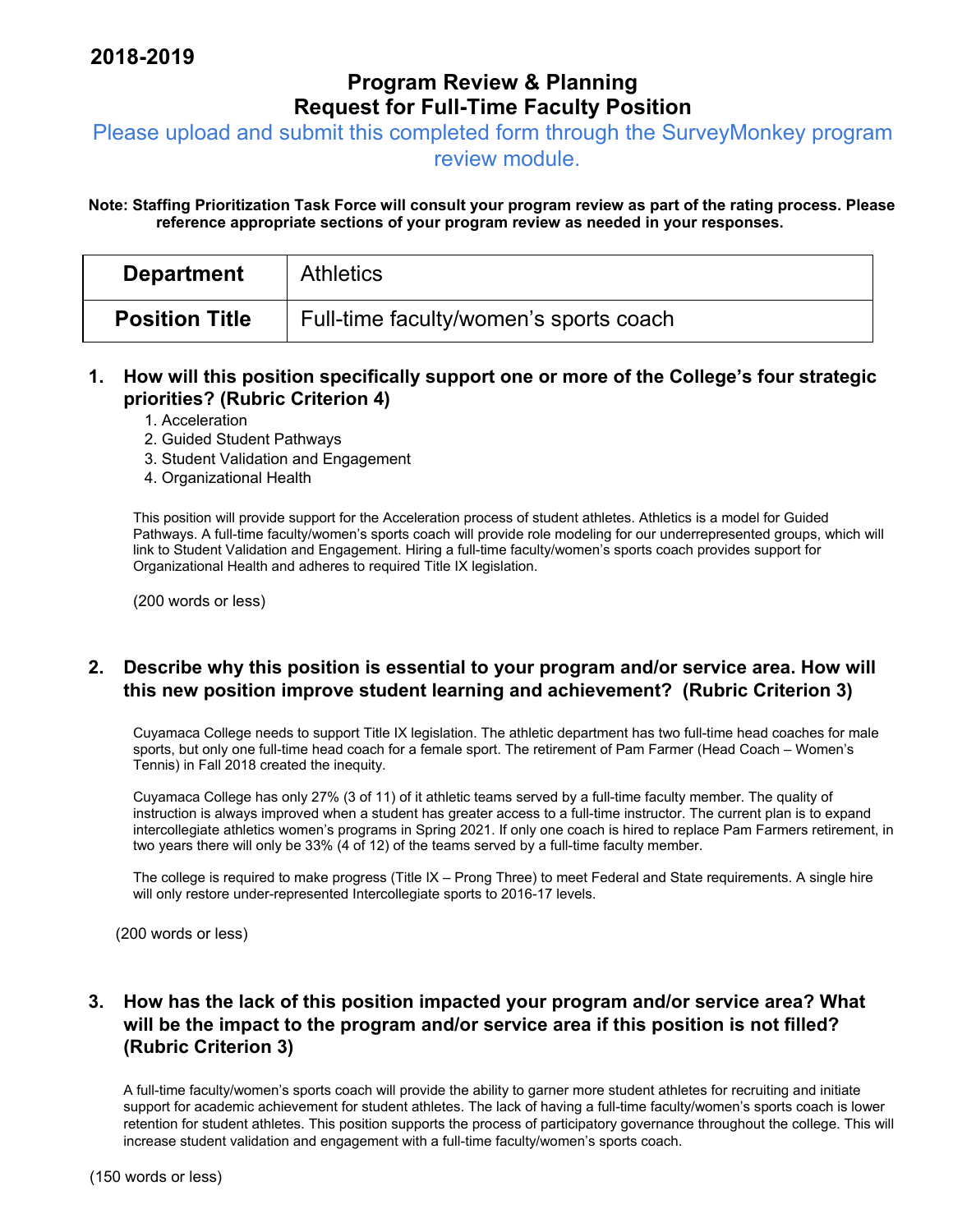**2018-2019**

# Program Review & Planning
# Request for Full-Time Faculty Position

Please upload and submit this completed form through the SurveyMonkey program review module.

**Note: Staffing Prioritization Task Force will consult your program review as part of the rating process. Please reference appropriate sections of your program review as needed in your responses.**

| **Department** | Athletics |
|---|---|
| **Position Title** | Full-time faculty/women's sports coach |

## 1. How will this position specifically support one or more of the College's four strategic priorities? (Rubric Criterion 4)

1. Acceleration
2. Guided Student Pathways
3. Student Validation and Engagement
4. Organizational Health

This position will provide support for the Acceleration process of student athletes. Athletics is a model for Guided Pathways. A full-time faculty/women's sports coach will provide role modeling for our underrepresented groups, which will link to Student Validation and Engagement. Hiring a full-time faculty/women's sports coach provides support for Organizational Health and adheres to required Title IX legislation.

(200 words or less)

## 2. Describe why this position is essential to your program and/or service area. How will this new position improve student learning and achievement? (Rubric Criterion 3)

Cuyamaca College needs to support Title IX legislation. The athletic department has two full-time head coaches for male sports, but only one full-time head coach for a female sport. The retirement of Pam Farmer (Head Coach – Women's Tennis) in Fall 2018 created the inequity.

Cuyamaca College has only 27% (3 of 11) of it athletic teams served by a full-time faculty member. The quality of instruction is always improved when a student has greater access to a full-time instructor. The current plan is to expand intercollegiate athletics women's programs in Spring 2021. If only one coach is hired to replace Pam Farmers retirement, in two years there will only be 33% (4 of 12) of the teams served by a full-time faculty member.

The college is required to make progress (Title IX – Prong Three) to meet Federal and State requirements. A single hire will only restore under-represented Intercollegiate sports to 2016-17 levels.

(200 words or less)

## 3. How has the lack of this position impacted your program and/or service area? What will be the impact to the program and/or service area if this position is not filled? (Rubric Criterion 3)

A full-time faculty/women's sports coach will provide the ability to garner more student athletes for recruiting and initiate support for academic achievement for student athletes. The lack of having a full-time faculty/women's sports coach is lower retention for student athletes. This position supports the process of participatory governance throughout the college. This will increase student validation and engagement with a full-time faculty/women's sports coach.

(150 words or less)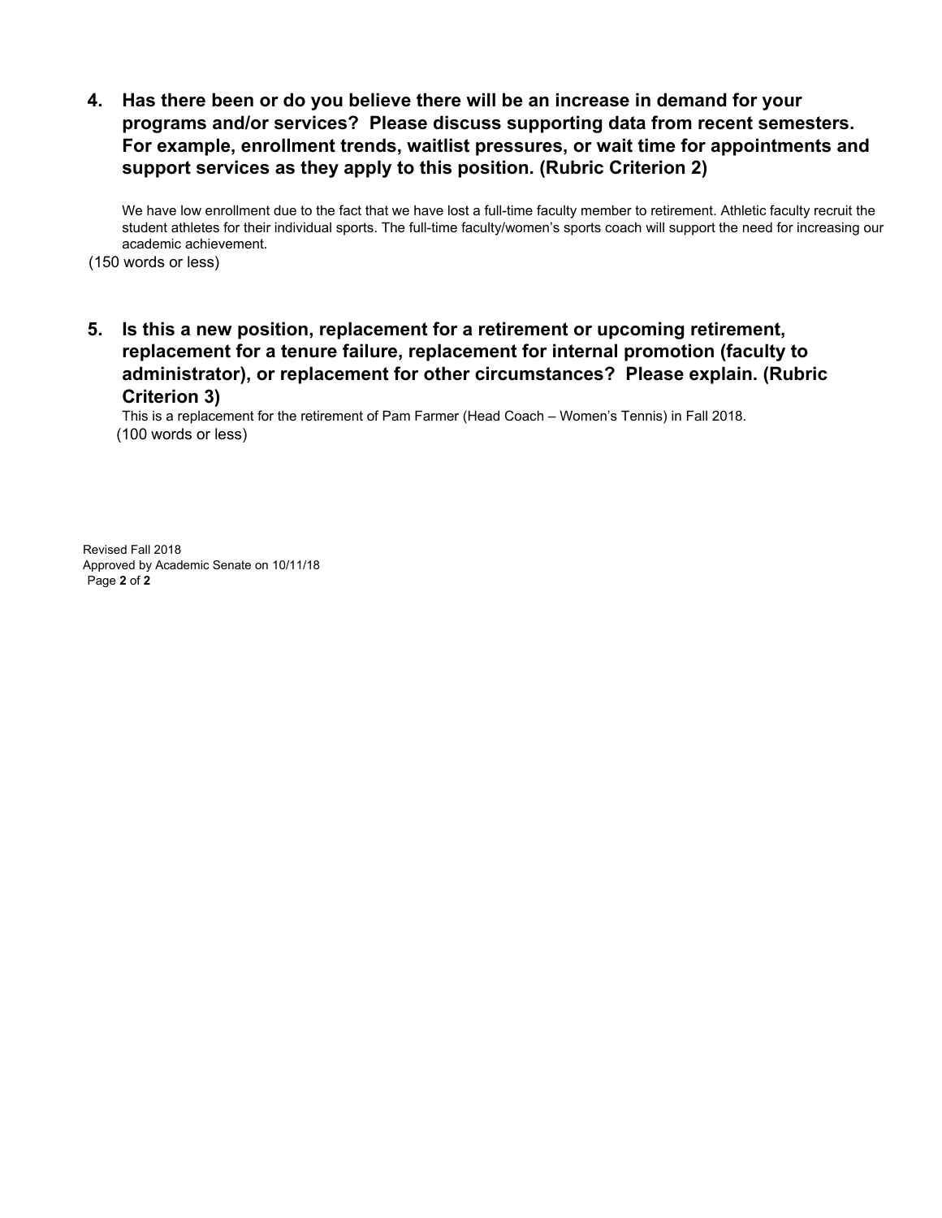**4. Has there been or do you believe there will be an increase in demand for your programs and/or services? Please discuss supporting data from recent semesters. For example, enrollment trends, waitlist pressures, or wait time for appointments and support services as they apply to this position. (Rubric Criterion 2)**

We have low enrollment due to the fact that we have lost a full-time faculty member to retirement. Athletic faculty recruit the student athletes for their individual sports. The full-time faculty/women's sports coach will support the need for increasing our academic achievement.

(150 words or less)

**5. Is this a new position, replacement for a retirement or upcoming retirement, replacement for a tenure failure, replacement for internal promotion (faculty to administrator), or replacement for other circumstances? Please explain. (Rubric Criterion 3)**

This is a replacement for the retirement of Pam Farmer (Head Coach – Women's Tennis) in Fall 2018.

(100 words or less)

Revised Fall 2018
Approved by Academic Senate on 10/11/18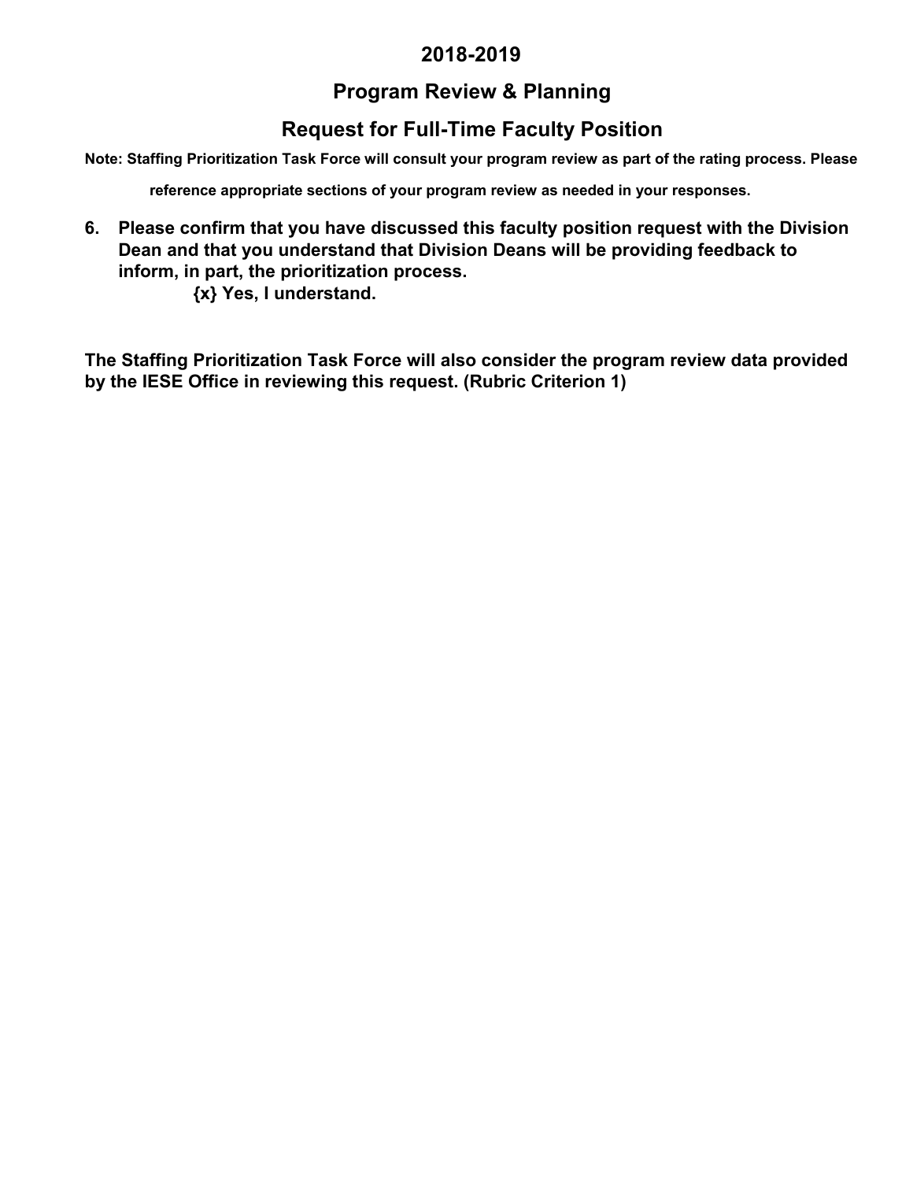# 2018-2019

# Program Review & Planning

# Request for Full-Time Faculty Position

**Note: Staffing Prioritization Task Force will consult your program review as part of the rating process. Please reference appropriate sections of your program review as needed in your responses.**

**6. Please confirm that you have discussed this faculty position request with the Division Dean and that you understand that Division Deans will be providing feedback to inform, in part, the prioritization process.**

**{x} Yes, I understand.**

**The Staffing Prioritization Task Force will also consider the program review data provided by the IESE Office in reviewing this request. (Rubric Criterion 1)**